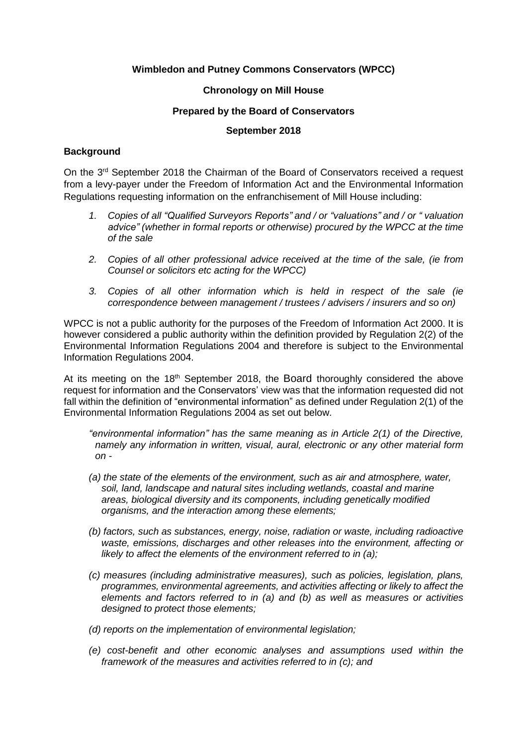**Wimbledon and Putney Commons Conservators (WPCC)**

**Chronology on Mill House**

**Prepared by the Board of Conservators**

**September 2018**

**Background**

On the 3rd September 2018 the Chairman of the Board of Conservators received a request from a levy-payer under the Freedom of Information Act and the Environmental Information Regulations requesting information on the enfranchisement of Mill House including:

1. *Copies of all "Qualified Surveyors Reports" and / or "valuations" and / or " valuation advice" (whether in formal reports or otherwise) procured by the WPCC at the time of the sale*
2. *Copies of all other professional advice received at the time of the sale, (ie from Counsel or solicitors etc acting for the WPCC)*
3. *Copies of all other information which is held in respect of the sale (ie correspondence between management / trustees / advisers / insurers and so on)*

WPCC is not a public authority for the purposes of the Freedom of Information Act 2000. It is however considered a public authority within the definition provided by Regulation 2(2) of the Environmental Information Regulations 2004 and therefore is subject to the Environmental Information Regulations 2004.

At its meeting on the 18th September 2018, the Board thoroughly considered the above request for information and the Conservators' view was that the information requested did not fall within the definition of "environmental information" as defined under Regulation 2(1) of the Environmental Information Regulations 2004 as set out below.

*"environmental information" has the same meaning as in Article 2(1) of the Directive, namely any information in written, visual, aural, electronic or any other material form on -*

*(a) the state of the elements of the environment, such as air and atmosphere, water, soil, land, landscape and natural sites including wetlands, coastal and marine areas, biological diversity and its components, including genetically modified organisms, and the interaction among these elements;*

*(b) factors, such as substances, energy, noise, radiation or waste, including radioactive waste, emissions, discharges and other releases into the environment, affecting or likely to affect the elements of the environment referred to in (a);*

*(c) measures (including administrative measures), such as policies, legislation, plans, programmes, environmental agreements, and activities affecting or likely to affect the elements and factors referred to in (a) and (b) as well as measures or activities designed to protect those elements;*

*(d) reports on the implementation of environmental legislation;*

*(e) cost-benefit and other economic analyses and assumptions used within the framework of the measures and activities referred to in (c); and*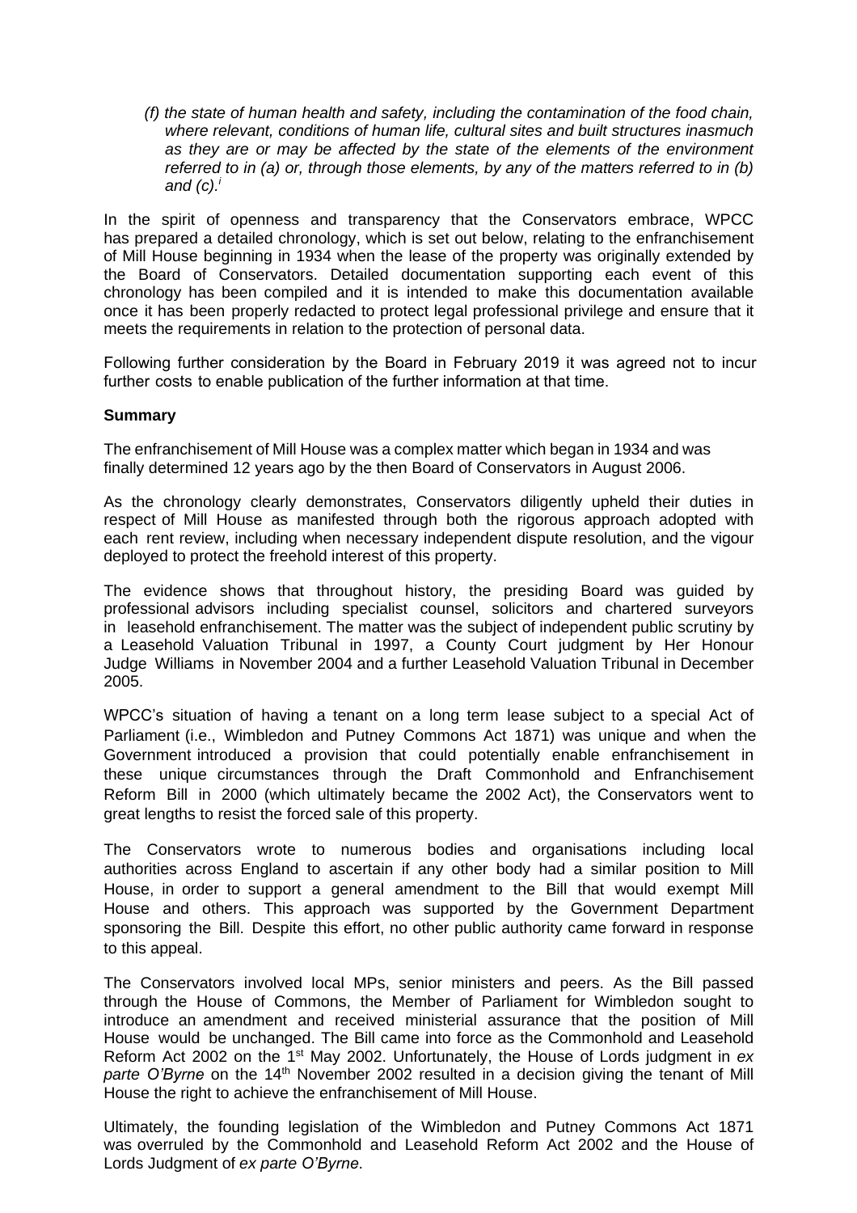(f) *the state of human health and safety, including the contamination of the food chain, where relevant, conditions of human life, cultural sites and built structures inasmuch as they are or may be affected by the state of the elements of the environment referred to in (a) or, through those elements, by any of the matters referred to in (b) and (c).*[i]

In the spirit of openness and transparency that the Conservators embrace, WPCC has prepared a detailed chronology, which is set out below, relating to the enfranchisement of Mill House beginning in 1934 when the lease of the property was originally extended by the Board of Conservators. Detailed documentation supporting each event of this chronology has been compiled and it is intended to make this documentation available once it has been properly redacted to protect legal professional privilege and ensure that it meets the requirements in relation to the protection of personal data.

Following further consideration by the Board in February 2019 it was agreed not to incur further costs to enable publication of the further information at that time.

**Summary**

The enfranchisement of Mill House was a complex matter which began in 1934 and was finally determined 12 years ago by the then Board of Conservators in August 2006.

As the chronology clearly demonstrates, Conservators diligently upheld their duties in respect of Mill House as manifested through both the rigorous approach adopted with each rent review, including when necessary independent dispute resolution, and the vigour deployed to protect the freehold interest of this property.

The evidence shows that throughout history, the presiding Board was guided by professional advisors including specialist counsel, solicitors and chartered surveyors in leasehold enfranchisement. The matter was the subject of independent public scrutiny by a Leasehold Valuation Tribunal in 1997, a County Court judgment by Her Honour Judge Williams in November 2004 and a further Leasehold Valuation Tribunal in December 2005.

WPCC's situation of having a tenant on a long term lease subject to a special Act of Parliament (i.e., Wimbledon and Putney Commons Act 1871) was unique and when the Government introduced a provision that could potentially enable enfranchisement in these unique circumstances through the Draft Commonhold and Enfranchisement Reform Bill in 2000 (which ultimately became the 2002 Act), the Conservators went to great lengths to resist the forced sale of this property.

The Conservators wrote to numerous bodies and organisations including local authorities across England to ascertain if any other body had a similar position to Mill House, in order to support a general amendment to the Bill that would exempt Mill House and others. This approach was supported by the Government Department sponsoring the Bill. Despite this effort, no other public authority came forward in response to this appeal.

The Conservators involved local MPs, senior ministers and peers. As the Bill passed through the House of Commons, the Member of Parliament for Wimbledon sought to introduce an amendment and received ministerial assurance that the position of Mill House would be unchanged. The Bill came into force as the Commonhold and Leasehold Reform Act 2002 on the 1st May 2002. Unfortunately, the House of Lords judgment in *ex parte O'Byrne* on the 14th November 2002 resulted in a decision giving the tenant of Mill House the right to achieve the enfranchisement of Mill House.

Ultimately, the founding legislation of the Wimbledon and Putney Commons Act 1871 was overruled by the Commonhold and Leasehold Reform Act 2002 and the House of Lords Judgment of *ex parte O'Byrne*.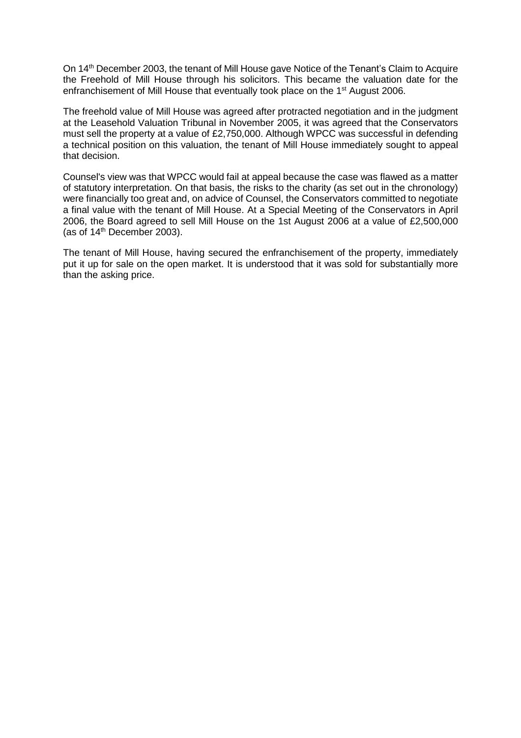On 14th December 2003, the tenant of Mill House gave Notice of the Tenant's Claim to Acquire the Freehold of Mill House through his solicitors. This became the valuation date for the enfranchisement of Mill House that eventually took place on the 1st August 2006.

The freehold value of Mill House was agreed after protracted negotiation and in the judgment at the Leasehold Valuation Tribunal in November 2005, it was agreed that the Conservators must sell the property at a value of £2,750,000. Although WPCC was successful in defending a technical position on this valuation, the tenant of Mill House immediately sought to appeal that decision.

Counsel's view was that WPCC would fail at appeal because the case was flawed as a matter of statutory interpretation. On that basis, the risks to the charity (as set out in the chronology) were financially too great and, on advice of Counsel, the Conservators committed to negotiate a final value with the tenant of Mill House. At a Special Meeting of the Conservators in April 2006, the Board agreed to sell Mill House on the 1st August 2006 at a value of £2,500,000 (as of 14th December 2003).

The tenant of Mill House, having secured the enfranchisement of the property, immediately put it up for sale on the open market. It is understood that it was sold for substantially more than the asking price.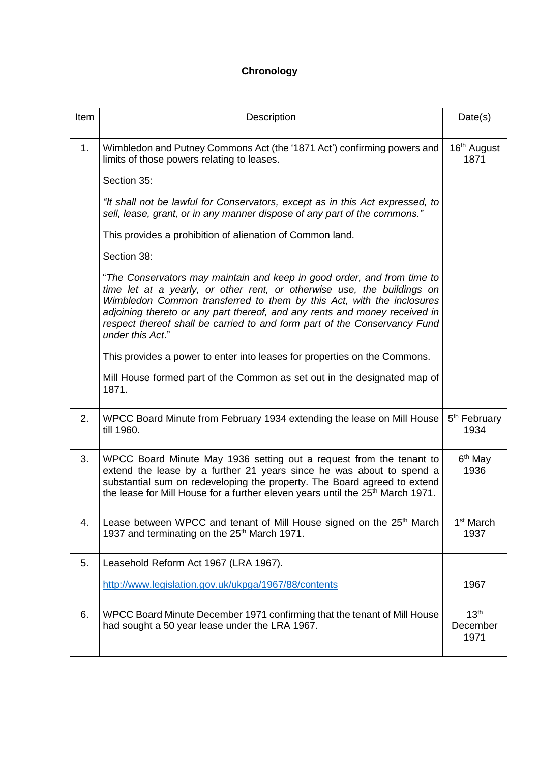**Chronology**

| Item | Description | Date(s) |
|---|---|---|
| 1. | Wimbledon and Putney Commons Act (the '1871 Act') confirming powers and limits of those powers relating to leases.<br><br>Section 35:<br><br>*"It shall not be lawful for Conservators, except as in this Act expressed, to sell, lease, grant, or in any manner dispose of any part of the commons."*<br><br>This provides a prohibition of alienation of Common land.<br><br>Section 38:<br><br>"*The Conservators may maintain and keep in good order, and from time to time let at a yearly, or other rent, or otherwise use, the buildings on Wimbledon Common transferred to them by this Act, with the inclosures adjoining thereto or any part thereof, and any rents and money received in respect thereof shall be carried to and form part of the Conservancy Fund under this Act*."<br><br>This provides a power to enter into leases for properties on the Commons.<br><br>Mill House formed part of the Common as set out in the designated map of 1871. | 16th August 1871 |
| 2. | WPCC Board Minute from February 1934 extending the lease on Mill House till 1960. | 5th February 1934 |
| 3. | WPCC Board Minute May 1936 setting out a request from the tenant to extend the lease by a further 21 years since he was about to spend a substantial sum on redeveloping the property. The Board agreed to extend the lease for Mill House for a further eleven years until the 25th March 1971. | 6th May 1936 |
| 4. | Lease between WPCC and tenant of Mill House signed on the 25th March 1937 and terminating on the 25th March 1971. | 1st March 1937 |
| 5. | Leasehold Reform Act 1967 (LRA 1967).<br><br>http://www.legislation.gov.uk/ukpga/1967/88/contents | 1967 |
| 6. | WPCC Board Minute December 1971 confirming that the tenant of Mill House had sought a 50 year lease under the LRA 1967. | 13th December 1971 |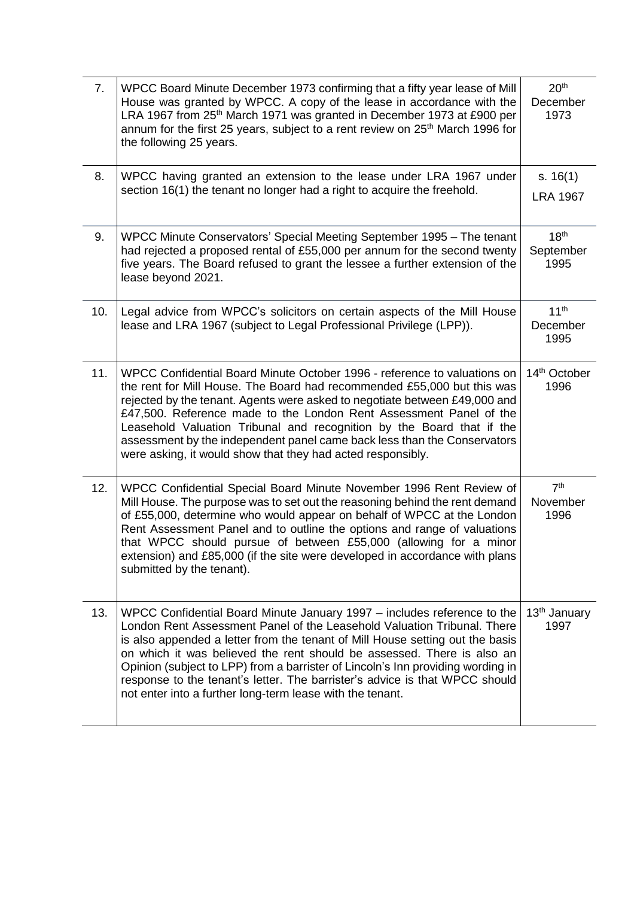| | | |
|---|---|---|
| 7. | WPCC Board Minute December 1973 confirming that a fifty year lease of Mill House was granted by WPCC. A copy of the lease in accordance with the LRA 1967 from 25th March 1971 was granted in December 1973 at £900 per annum for the first 25 years, subject to a rent review on 25th March 1996 for the following 25 years. | 20th December 1973 |
| 8. | WPCC having granted an extension to the lease under LRA 1967 under section 16(1) the tenant no longer had a right to acquire the freehold. | s. 16(1) LRA 1967 |
| 9. | WPCC Minute Conservators' Special Meeting September 1995 – The tenant had rejected a proposed rental of £55,000 per annum for the second twenty five years. The Board refused to grant the lessee a further extension of the lease beyond 2021. | 18th September 1995 |
| 10. | Legal advice from WPCC's solicitors on certain aspects of the Mill House lease and LRA 1967 (subject to Legal Professional Privilege (LPP)). | 11th December 1995 |
| 11. | WPCC Confidential Board Minute October 1996 - reference to valuations on the rent for Mill House. The Board had recommended £55,000 but this was rejected by the tenant. Agents were asked to negotiate between £49,000 and £47,500. Reference made to the London Rent Assessment Panel of the Leasehold Valuation Tribunal and recognition by the Board that if the assessment by the independent panel came back less than the Conservators were asking, it would show that they had acted responsibly. | 14th October 1996 |
| 12. | WPCC Confidential Special Board Minute November 1996 Rent Review of Mill House. The purpose was to set out the reasoning behind the rent demand of £55,000, determine who would appear on behalf of WPCC at the London Rent Assessment Panel and to outline the options and range of valuations that WPCC should pursue of between £55,000 (allowing for a minor extension) and £85,000 (if the site were developed in accordance with plans submitted by the tenant). | 7th November 1996 |
| 13. | WPCC Confidential Board Minute January 1997 – includes reference to the London Rent Assessment Panel of the Leasehold Valuation Tribunal. There is also appended a letter from the tenant of Mill House setting out the basis on which it was believed the rent should be assessed. There is also an Opinion (subject to LPP) from a barrister of Lincoln's Inn providing wording in response to the tenant's letter. The barrister's advice is that WPCC should not enter into a further long-term lease with the tenant. | 13th January 1997 |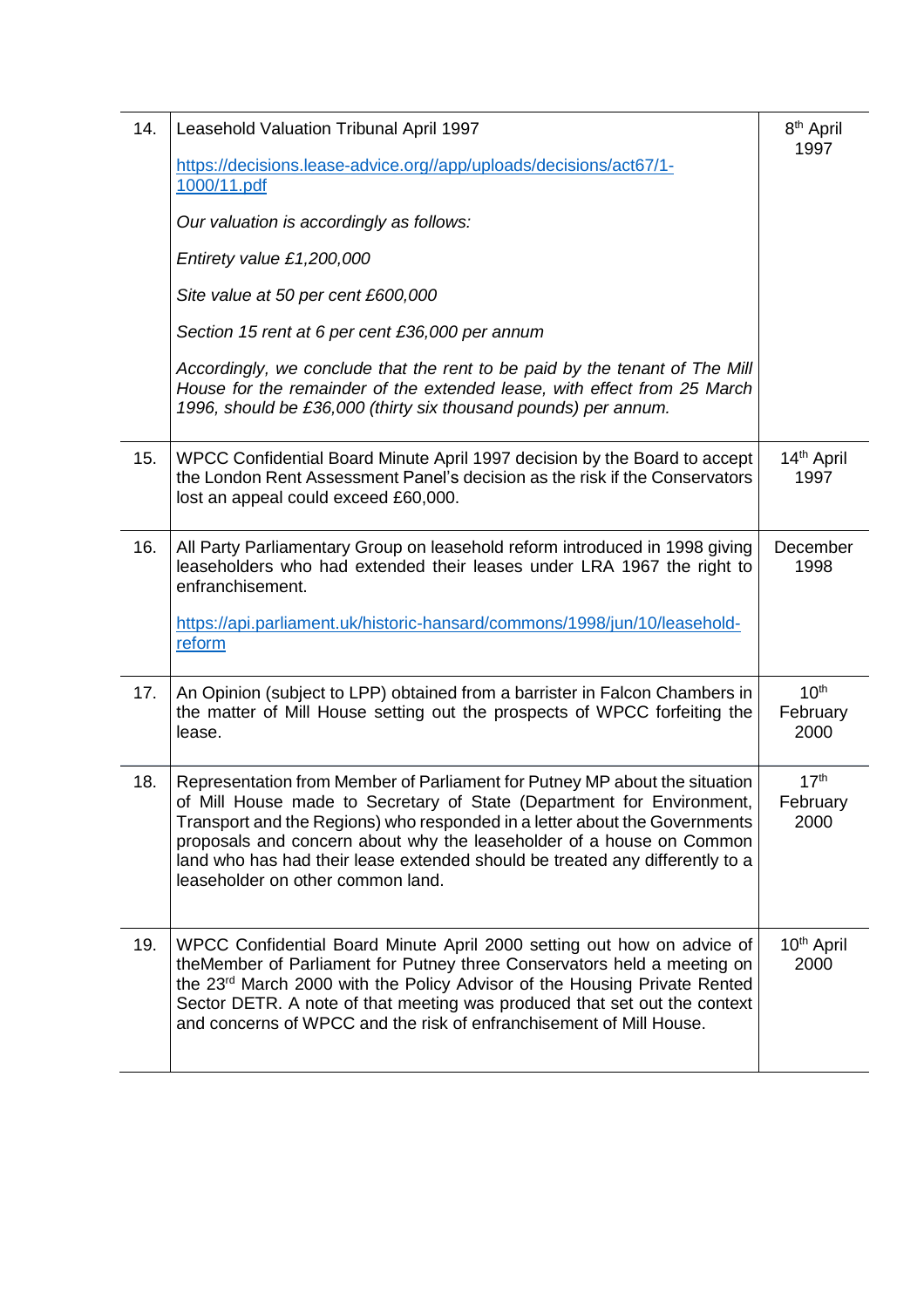| | | |
|---|---|---|
| 14. | Leasehold Valuation Tribunal April 1997<br><br>https://decisions.lease-advice.org//app/uploads/decisions/act67/1-1000/11.pdf<br><br>*Our valuation is accordingly as follows:*<br><br>*Entirety value £1,200,000*<br><br>*Site value at 50 per cent £600,000*<br><br>*Section 15 rent at 6 per cent £36,000 per annum*<br><br>*Accordingly, we conclude that the rent to be paid by the tenant of The Mill House for the remainder of the extended lease, with effect from 25 March 1996, should be £36,000 (thirty six thousand pounds) per annum.* | 8th April 1997 |
| 15. | WPCC Confidential Board Minute April 1997 decision by the Board to accept the London Rent Assessment Panel's decision as the risk if the Conservators lost an appeal could exceed £60,000. | 14th April 1997 |
| 16. | All Party Parliamentary Group on leasehold reform introduced in 1998 giving leaseholders who had extended their leases under LRA 1967 the right to enfranchisement.<br><br>https://api.parliament.uk/historic-hansard/commons/1998/jun/10/leasehold-reform | December 1998 |
| 17. | An Opinion (subject to LPP) obtained from a barrister in Falcon Chambers in the matter of Mill House setting out the prospects of WPCC forfeiting the lease. | 10th February 2000 |
| 18. | Representation from Member of Parliament for Putney MP about the situation of Mill House made to Secretary of State (Department for Environment, Transport and the Regions) who responded in a letter about the Governments proposals and concern about why the leaseholder of a house on Common land who has had their lease extended should be treated any differently to a leaseholder on other common land. | 17th February 2000 |
| 19. | WPCC Confidential Board Minute April 2000 setting out how on advice of theMember of Parliament for Putney three Conservators held a meeting on the 23rd March 2000 with the Policy Advisor of the Housing Private Rented Sector DETR. A note of that meeting was produced that set out the context and concerns of WPCC and the risk of enfranchisement of Mill House. | 10th April 2000 |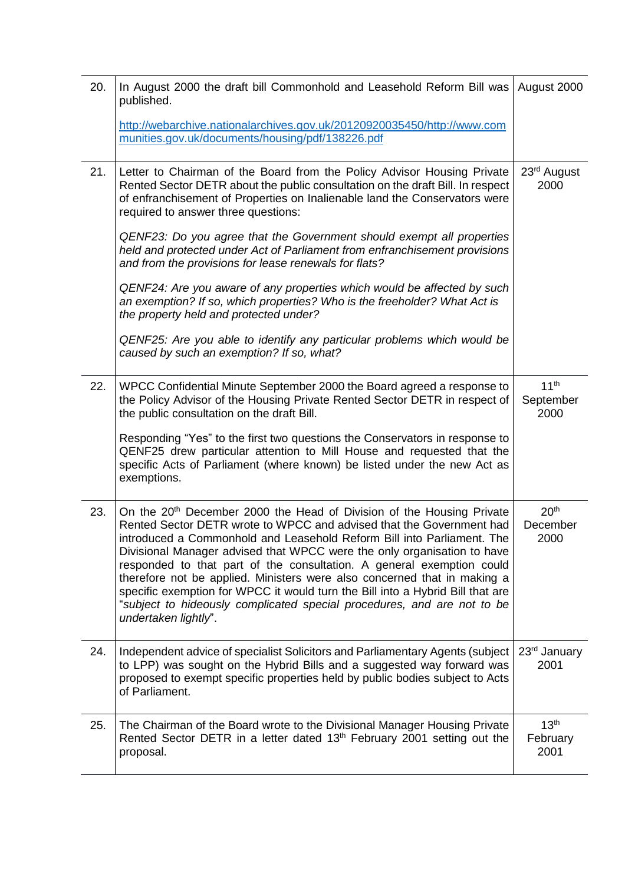| | | |
|---|---|---|
| 20. | In August 2000 the draft bill Commonhold and Leasehold Reform Bill was published.<br><br>http://webarchive.nationalarchives.gov.uk/20120920035450/http://www.communities.gov.uk/documents/housing/pdf/138226.pdf | August 2000 |
| 21. | Letter to Chairman of the Board from the Policy Advisor Housing Private Rented Sector DETR about the public consultation on the draft Bill. In respect of enfranchisement of Properties on Inalienable land the Conservators were required to answer three questions:<br><br>*QENF23: Do you agree that the Government should exempt all properties held and protected under Act of Parliament from enfranchisement provisions and from the provisions for lease renewals for flats?*<br><br>*QENF24: Are you aware of any properties which would be affected by such an exemption? If so, which properties? Who is the freeholder? What Act is the property held and protected under?*<br><br>*QENF25: Are you able to identify any particular problems which would be caused by such an exemption? If so, what?* | 23rd August 2000 |
| 22. | WPCC Confidential Minute September 2000 the Board agreed a response to the Policy Advisor of the Housing Private Rented Sector DETR in respect of the public consultation on the draft Bill.<br><br>Responding "Yes" to the first two questions the Conservators in response to QENF25 drew particular attention to Mill House and requested that the specific Acts of Parliament (where known) be listed under the new Act as exemptions. | 11th September 2000 |
| 23. | On the 20th December 2000 the Head of Division of the Housing Private Rented Sector DETR wrote to WPCC and advised that the Government had introduced a Commonhold and Leasehold Reform Bill into Parliament. The Divisional Manager advised that WPCC were the only organisation to have responded to that part of the consultation. A general exemption could therefore not be applied. Ministers were also concerned that in making a specific exemption for WPCC it would turn the Bill into a Hybrid Bill that are "*subject to hideously complicated special procedures, and are not to be undertaken lightly*". | 20th December 2000 |
| 24. | Independent advice of specialist Solicitors and Parliamentary Agents (subject to LPP) was sought on the Hybrid Bills and a suggested way forward was proposed to exempt specific properties held by public bodies subject to Acts of Parliament. | 23rd January 2001 |
| 25. | The Chairman of the Board wrote to the Divisional Manager Housing Private Rented Sector DETR in a letter dated 13th February 2001 setting out the proposal. | 13th February 2001 |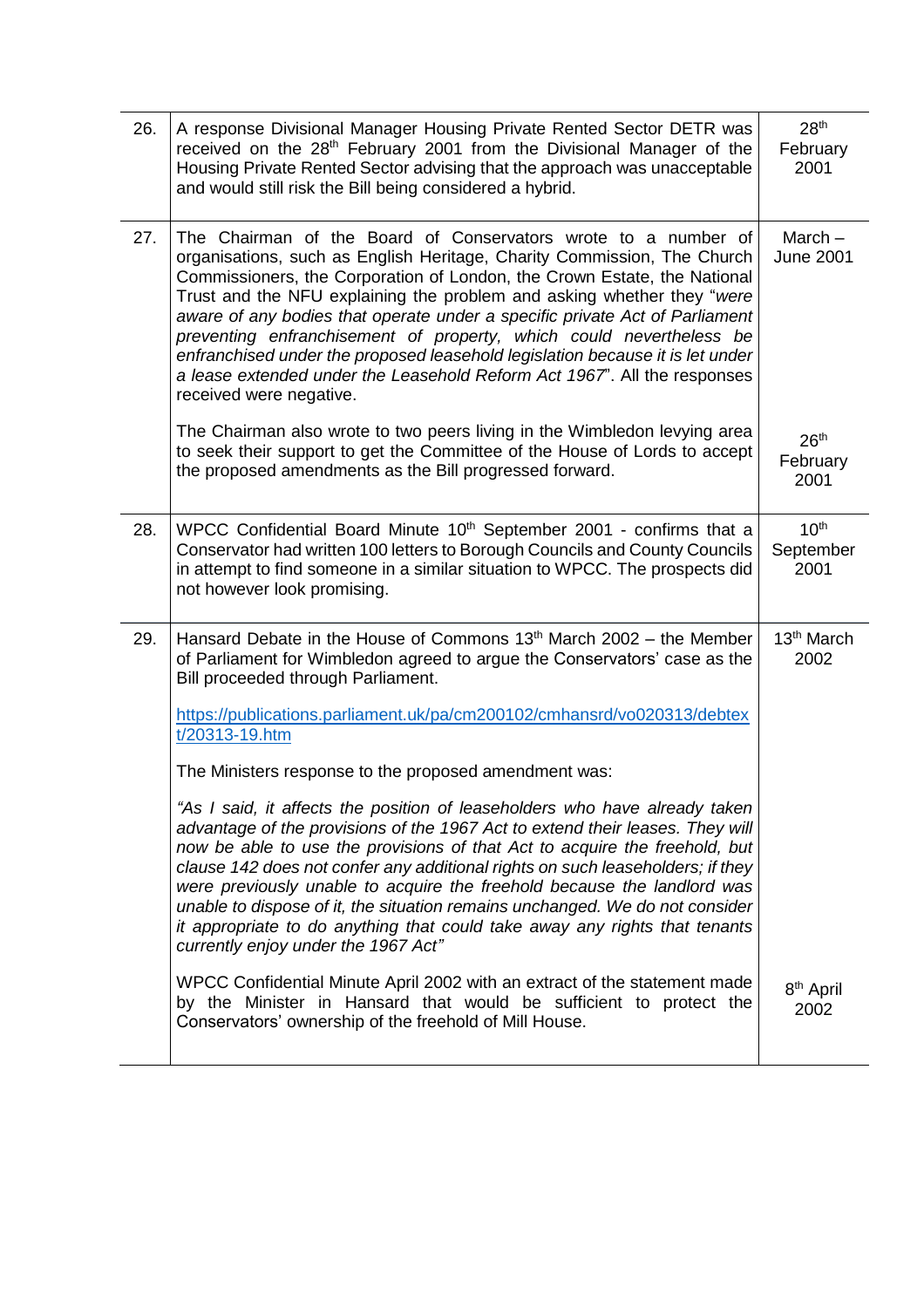| | | |
|---|---|---|
| 26. | A response Divisional Manager Housing Private Rented Sector DETR was received on the 28th February 2001 from the Divisional Manager of the Housing Private Rented Sector advising that the approach was unacceptable and would still risk the Bill being considered a hybrid. | 28th February 2001 |
| 27. | The Chairman of the Board of Conservators wrote to a number of organisations, such as English Heritage, Charity Commission, The Church Commissioners, the Corporation of London, the Crown Estate, the National Trust and the NFU explaining the problem and asking whether they "*were aware of any bodies that operate under a specific private Act of Parliament preventing enfranchisement of property, which could nevertheless be enfranchised under the proposed leasehold legislation because it is let under a lease extended under the Leasehold Reform Act 1967*". All the responses received were negative.<br><br>The Chairman also wrote to two peers living in the Wimbledon levying area to seek their support to get the Committee of the House of Lords to accept the proposed amendments as the Bill progressed forward. | March – June 2001<br><br>26th February 2001 |
| 28. | WPCC Confidential Board Minute 10th September 2001 - confirms that a Conservator had written 100 letters to Borough Councils and County Councils in attempt to find someone in a similar situation to WPCC. The prospects did not however look promising. | 10th September 2001 |
| 29. | Hansard Debate in the House of Commons 13th March 2002 – the Member of Parliament for Wimbledon agreed to argue the Conservators' case as the Bill proceeded through Parliament.<br><br>https://publications.parliament.uk/pa/cm200102/cmhansrd/vo020313/debtext/20313-19.htm<br><br>The Ministers response to the proposed amendment was:<br><br>*"As I said, it affects the position of leaseholders who have already taken advantage of the provisions of the 1967 Act to extend their leases. They will now be able to use the provisions of that Act to acquire the freehold, but clause 142 does not confer any additional rights on such leaseholders; if they were previously unable to acquire the freehold because the landlord was unable to dispose of it, the situation remains unchanged. We do not consider it appropriate to do anything that could take away any rights that tenants currently enjoy under the 1967 Act"*<br><br>WPCC Confidential Minute April 2002 with an extract of the statement made by the Minister in Hansard that would be sufficient to protect the Conservators' ownership of the freehold of Mill House. | 13th March 2002<br><br>8th April 2002 |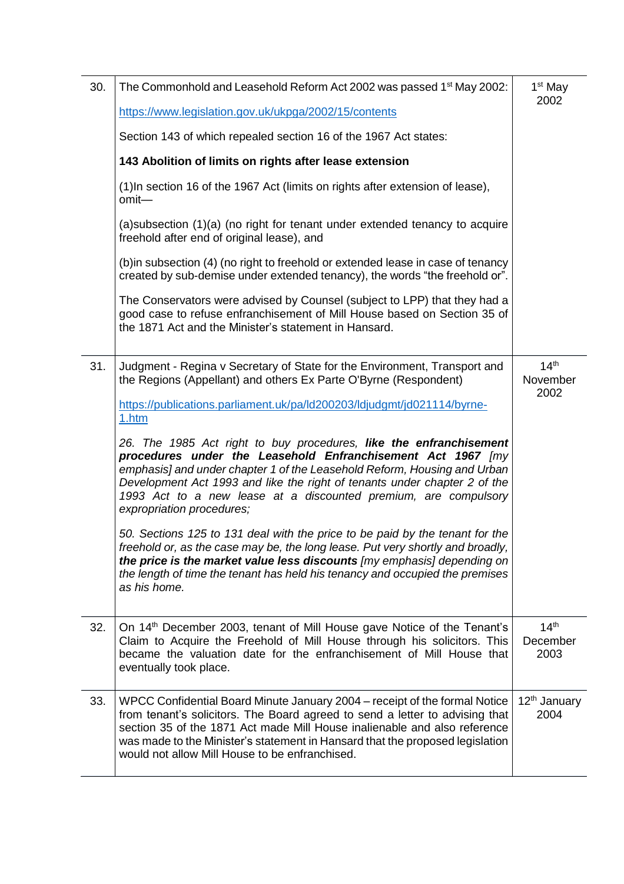| | | |
|---|---|---|
| 30. | The Commonhold and Leasehold Reform Act 2002 was passed 1st May 2002:<br><br>https://www.legislation.gov.uk/ukpga/2002/15/contents<br><br>Section 143 of which repealed section 16 of the 1967 Act states:<br><br>**143 Abolition of limits on rights after lease extension**<br><br>(1)In section 16 of the 1967 Act (limits on rights after extension of lease), omit—<br><br>(a)subsection (1)(a) (no right for tenant under extended tenancy to acquire freehold after end of original lease), and<br><br>(b)in subsection (4) (no right to freehold or extended lease in case of tenancy created by sub-demise under extended tenancy), the words "the freehold or".<br><br>The Conservators were advised by Counsel (subject to LPP) that they had a good case to refuse enfranchisement of Mill House based on Section 35 of the 1871 Act and the Minister's statement in Hansard. | 1st May 2002 |
| 31. | Judgment - Regina v Secretary of State for the Environment, Transport and the Regions (Appellant) and others Ex Parte O'Byrne (Respondent)<br><br>https://publications.parliament.uk/pa/ld200203/ldjudgmt/jd021114/byrne-1.htm<br><br>*26. The 1985 Act right to buy procedures,* ***like the enfranchisement procedures under the Leasehold Enfranchisement Act 1967*** *[my emphasis] and under chapter 1 of the Leasehold Reform, Housing and Urban Development Act 1993 and like the right of tenants under chapter 2 of the 1993 Act to a new lease at a discounted premium, are compulsory expropriation procedures;*<br><br>*50. Sections 125 to 131 deal with the price to be paid by the tenant for the freehold or, as the case may be, the long lease. Put very shortly and broadly,* ***the price is the market value less discounts*** *[my emphasis] depending on the length of time the tenant has held his tenancy and occupied the premises as his home.* | 14th November 2002 |
| 32. | On 14th December 2003, tenant of Mill House gave Notice of the Tenant's Claim to Acquire the Freehold of Mill House through his solicitors. This became the valuation date for the enfranchisement of Mill House that eventually took place. | 14th December 2003 |
| 33. | WPCC Confidential Board Minute January 2004 – receipt of the formal Notice from tenant's solicitors. The Board agreed to send a letter to advising that section 35 of the 1871 Act made Mill House inalienable and also reference was made to the Minister's statement in Hansard that the proposed legislation would not allow Mill House to be enfranchised. | 12th January 2004 |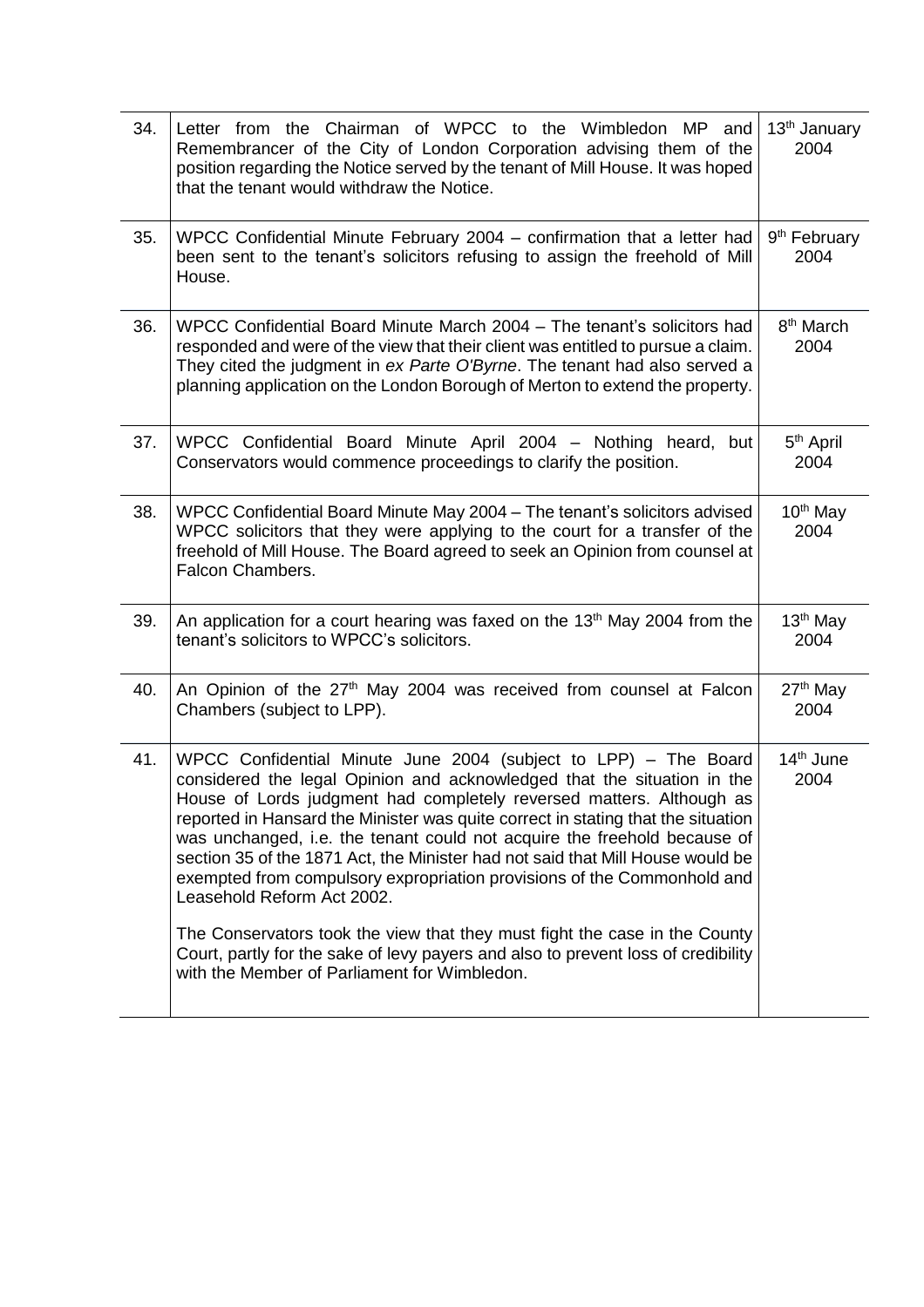| | | |
|---|---|---|
| 34. | Letter from the Chairman of WPCC to the Wimbledon MP and Remembrancer of the City of London Corporation advising them of the position regarding the Notice served by the tenant of Mill House. It was hoped that the tenant would withdraw the Notice. | 13th January 2004 |
| 35. | WPCC Confidential Minute February 2004 – confirmation that a letter had been sent to the tenant's solicitors refusing to assign the freehold of Mill House. | 9th February 2004 |
| 36. | WPCC Confidential Board Minute March 2004 – The tenant's solicitors had responded and were of the view that their client was entitled to pursue a claim. They cited the judgment in *ex Parte O'Byrne*. The tenant had also served a planning application on the London Borough of Merton to extend the property. | 8th March 2004 |
| 37. | WPCC Confidential Board Minute April 2004 – Nothing heard, but Conservators would commence proceedings to clarify the position. | 5th April 2004 |
| 38. | WPCC Confidential Board Minute May 2004 – The tenant's solicitors advised WPCC solicitors that they were applying to the court for a transfer of the freehold of Mill House. The Board agreed to seek an Opinion from counsel at Falcon Chambers. | 10th May 2004 |
| 39. | An application for a court hearing was faxed on the 13th May 2004 from the tenant's solicitors to WPCC's solicitors. | 13th May 2004 |
| 40. | An Opinion of the 27th May 2004 was received from counsel at Falcon Chambers (subject to LPP). | 27th May 2004 |
| 41. | WPCC Confidential Minute June 2004 (subject to LPP) – The Board considered the legal Opinion and acknowledged that the situation in the House of Lords judgment had completely reversed matters. Although as reported in Hansard the Minister was quite correct in stating that the situation was unchanged, i.e. the tenant could not acquire the freehold because of section 35 of the 1871 Act, the Minister had not said that Mill House would be exempted from compulsory expropriation provisions of the Commonhold and Leasehold Reform Act 2002.<br><br>The Conservators took the view that they must fight the case in the County Court, partly for the sake of levy payers and also to prevent loss of credibility with the Member of Parliament for Wimbledon. | 14th June 2004 |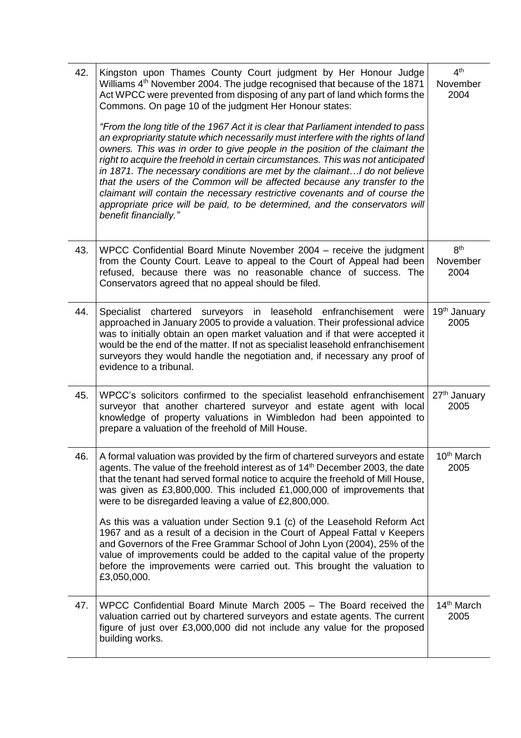| | | |
|---|---|---|
| 42. | Kingston upon Thames County Court judgment by Her Honour Judge Williams 4th November 2004. The judge recognised that because of the 1871 Act WPCC were prevented from disposing of any part of land which forms the Commons. On page 10 of the judgment Her Honour states:<br><br>*"From the long title of the 1967 Act it is clear that Parliament intended to pass an expropriarity statute which necessarily must interfere with the rights of land owners. This was in order to give people in the position of the claimant the right to acquire the freehold in certain circumstances. This was not anticipated in 1871. The necessary conditions are met by the claimant…I do not believe that the users of the Common will be affected because any transfer to the claimant will contain the necessary restrictive covenants and of course the appropriate price will be paid, to be determined, and the conservators will benefit financially."* | 4th November 2004 |
| 43. | WPCC Confidential Board Minute November 2004 – receive the judgment from the County Court. Leave to appeal to the Court of Appeal had been refused, because there was no reasonable chance of success. The Conservators agreed that no appeal should be filed. | 8th November 2004 |
| 44. | Specialist chartered surveyors in leasehold enfranchisement were approached in January 2005 to provide a valuation. Their professional advice was to initially obtain an open market valuation and if that were accepted it would be the end of the matter. If not as specialist leasehold enfranchisement surveyors they would handle the negotiation and, if necessary any proof of evidence to a tribunal. | 19th January 2005 |
| 45. | WPCC's solicitors confirmed to the specialist leasehold enfranchisement surveyor that another chartered surveyor and estate agent with local knowledge of property valuations in Wimbledon had been appointed to prepare a valuation of the freehold of Mill House. | 27th January 2005 |
| 46. | A formal valuation was provided by the firm of chartered surveyors and estate agents. The value of the freehold interest as of 14th December 2003, the date that the tenant had served formal notice to acquire the freehold of Mill House, was given as £3,800,000. This included £1,000,000 of improvements that were to be disregarded leaving a value of £2,800,000.<br><br>As this was a valuation under Section 9.1 (c) of the Leasehold Reform Act 1967 and as a result of a decision in the Court of Appeal Fattal v Keepers and Governors of the Free Grammar School of John Lyon (2004), 25% of the value of improvements could be added to the capital value of the property before the improvements were carried out. This brought the valuation to £3,050,000. | 10th March 2005 |
| 47. | WPCC Confidential Board Minute March 2005 – The Board received the valuation carried out by chartered surveyors and estate agents. The current figure of just over £3,000,000 did not include any value for the proposed building works. | 14th March 2005 |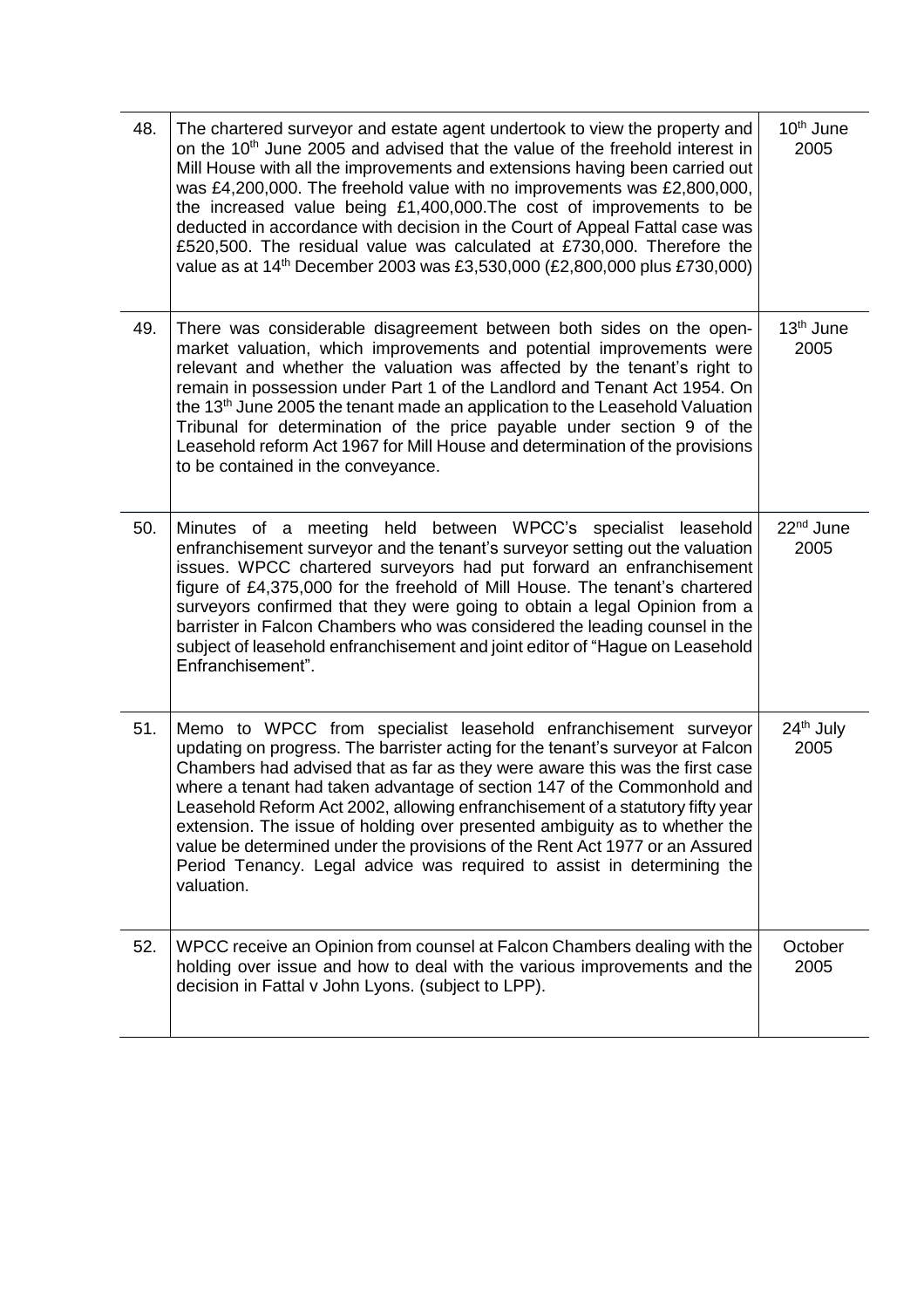| | | |
|---|---|---|
| 48. | The chartered surveyor and estate agent undertook to view the property and on the 10th June 2005 and advised that the value of the freehold interest in Mill House with all the improvements and extensions having been carried out was £4,200,000. The freehold value with no improvements was £2,800,000, the increased value being £1,400,000.The cost of improvements to be deducted in accordance with decision in the Court of Appeal Fattal case was £520,500. The residual value was calculated at £730,000. Therefore the value as at 14th December 2003 was £3,530,000 (£2,800,000 plus £730,000) | 10th June 2005 |
| 49. | There was considerable disagreement between both sides on the open-market valuation, which improvements and potential improvements were relevant and whether the valuation was affected by the tenant's right to remain in possession under Part 1 of the Landlord and Tenant Act 1954. On the 13th June 2005 the tenant made an application to the Leasehold Valuation Tribunal for determination of the price payable under section 9 of the Leasehold reform Act 1967 for Mill House and determination of the provisions to be contained in the conveyance. | 13th June 2005 |
| 50. | Minutes of a meeting held between WPCC's specialist leasehold enfranchisement surveyor and the tenant's surveyor setting out the valuation issues. WPCC chartered surveyors had put forward an enfranchisement figure of £4,375,000 for the freehold of Mill House. The tenant's chartered surveyors confirmed that they were going to obtain a legal Opinion from a barrister in Falcon Chambers who was considered the leading counsel in the subject of leasehold enfranchisement and joint editor of "Hague on Leasehold Enfranchisement". | 22nd June 2005 |
| 51. | Memo to WPCC from specialist leasehold enfranchisement surveyor updating on progress. The barrister acting for the tenant's surveyor at Falcon Chambers had advised that as far as they were aware this was the first case where a tenant had taken advantage of section 147 of the Commonhold and Leasehold Reform Act 2002, allowing enfranchisement of a statutory fifty year extension. The issue of holding over presented ambiguity as to whether the value be determined under the provisions of the Rent Act 1977 or an Assured Period Tenancy. Legal advice was required to assist in determining the valuation. | 24th July 2005 |
| 52. | WPCC receive an Opinion from counsel at Falcon Chambers dealing with the holding over issue and how to deal with the various improvements and the decision in Fattal v John Lyons. (subject to LPP). | October 2005 |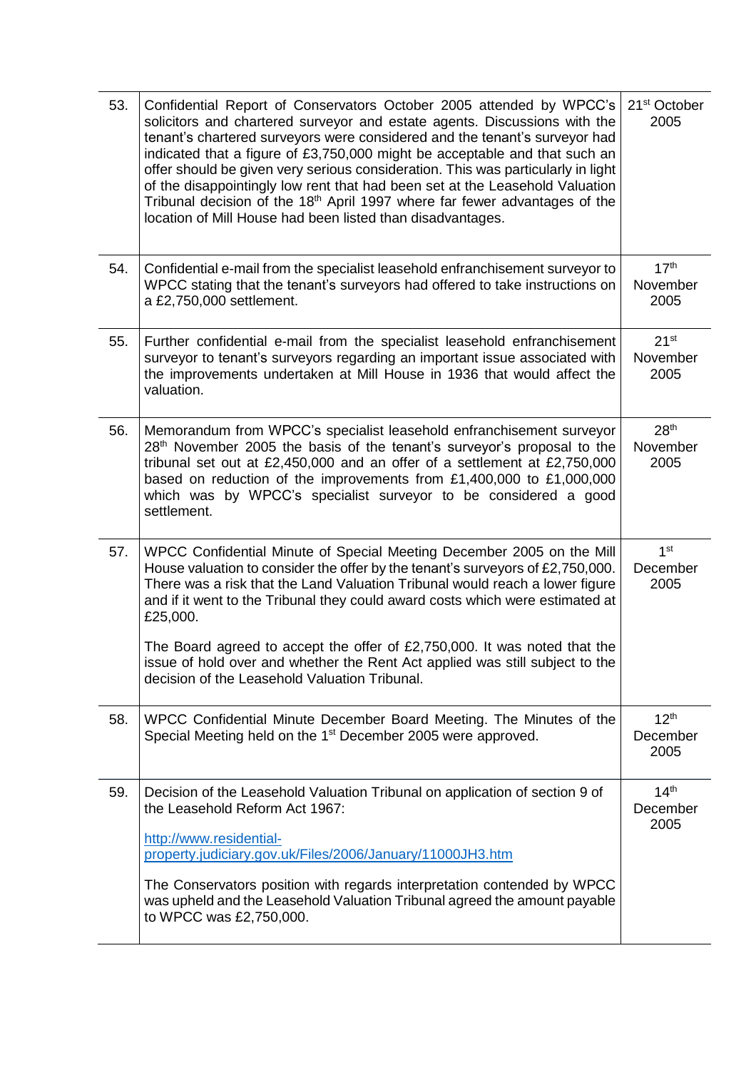| | | |
|---|---|---|
| 53. | Confidential Report of Conservators October 2005 attended by WPCC's solicitors and chartered surveyor and estate agents. Discussions with the tenant's chartered surveyors were considered and the tenant's surveyor had indicated that a figure of £3,750,000 might be acceptable and that such an offer should be given very serious consideration. This was particularly in light of the disappointingly low rent that had been set at the Leasehold Valuation Tribunal decision of the 18th April 1997 where far fewer advantages of the location of Mill House had been listed than disadvantages. | 21st October 2005 |
| 54. | Confidential e-mail from the specialist leasehold enfranchisement surveyor to WPCC stating that the tenant's surveyors had offered to take instructions on a £2,750,000 settlement. | 17th November 2005 |
| 55. | Further confidential e-mail from the specialist leasehold enfranchisement surveyor to tenant's surveyors regarding an important issue associated with the improvements undertaken at Mill House in 1936 that would affect the valuation. | 21st November 2005 |
| 56. | Memorandum from WPCC's specialist leasehold enfranchisement surveyor 28th November 2005 the basis of the tenant's surveyor's proposal to the tribunal set out at £2,450,000 and an offer of a settlement at £2,750,000 based on reduction of the improvements from £1,400,000 to £1,000,000 which was by WPCC's specialist surveyor to be considered a good settlement. | 28th November 2005 |
| 57. | WPCC Confidential Minute of Special Meeting December 2005 on the Mill House valuation to consider the offer by the tenant's surveyors of £2,750,000. There was a risk that the Land Valuation Tribunal would reach a lower figure and if it went to the Tribunal they could award costs which were estimated at £25,000.<br><br>The Board agreed to accept the offer of £2,750,000. It was noted that the issue of hold over and whether the Rent Act applied was still subject to the decision of the Leasehold Valuation Tribunal. | 1st December 2005 |
| 58. | WPCC Confidential Minute December Board Meeting. The Minutes of the Special Meeting held on the 1st December 2005 were approved. | 12th December 2005 |
| 59. | Decision of the Leasehold Valuation Tribunal on application of section 9 of the Leasehold Reform Act 1967:<br><br>http://www.residential-property.judiciary.gov.uk/Files/2006/January/11000JH3.htm<br><br>The Conservators position with regards interpretation contended by WPCC was upheld and the Leasehold Valuation Tribunal agreed the amount payable to WPCC was £2,750,000. | 14th December 2005 |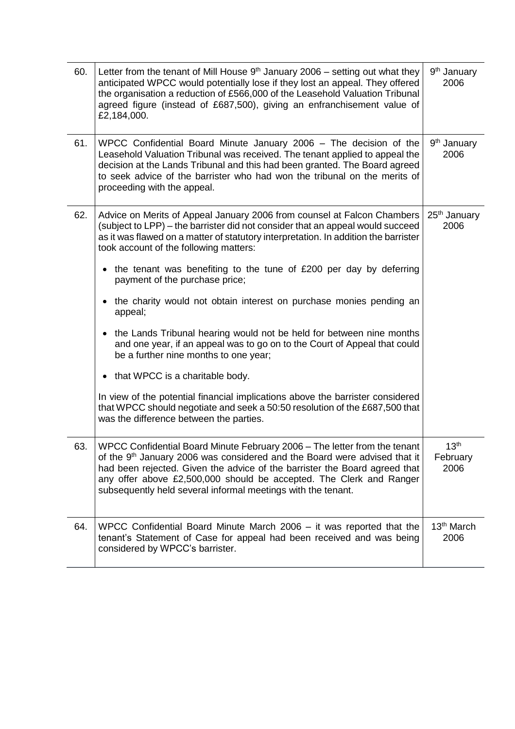| | | |
|---|---|---|
| 60. | Letter from the tenant of Mill House 9th January 2006 – setting out what they anticipated WPCC would potentially lose if they lost an appeal. They offered the organisation a reduction of £566,000 of the Leasehold Valuation Tribunal agreed figure (instead of £687,500), giving an enfranchisement value of £2,184,000. | 9th January 2006 |
| 61. | WPCC Confidential Board Minute January 2006 – The decision of the Leasehold Valuation Tribunal was received. The tenant applied to appeal the decision at the Lands Tribunal and this had been granted. The Board agreed to seek advice of the barrister who had won the tribunal on the merits of proceeding with the appeal. | 9th January 2006 |
| 62. | Advice on Merits of Appeal January 2006 from counsel at Falcon Chambers (subject to LPP) – the barrister did not consider that an appeal would succeed as it was flawed on a matter of statutory interpretation. In addition the barrister took account of the following matters:<br><br>• the tenant was benefiting to the tune of £200 per day by deferring payment of the purchase price;<br><br>• the charity would not obtain interest on purchase monies pending an appeal;<br><br>• the Lands Tribunal hearing would not be held for between nine months and one year, if an appeal was to go on to the Court of Appeal that could be a further nine months to one year;<br><br>• that WPCC is a charitable body.<br><br>In view of the potential financial implications above the barrister considered that WPCC should negotiate and seek a 50:50 resolution of the £687,500 that was the difference between the parties. | 25th January 2006 |
| 63. | WPCC Confidential Board Minute February 2006 – The letter from the tenant of the 9th January 2006 was considered and the Board were advised that it had been rejected. Given the advice of the barrister the Board agreed that any offer above £2,500,000 should be accepted. The Clerk and Ranger subsequently held several informal meetings with the tenant. | 13th February 2006 |
| 64. | WPCC Confidential Board Minute March 2006 – it was reported that the tenant's Statement of Case for appeal had been received and was being considered by WPCC's barrister. | 13th March 2006 |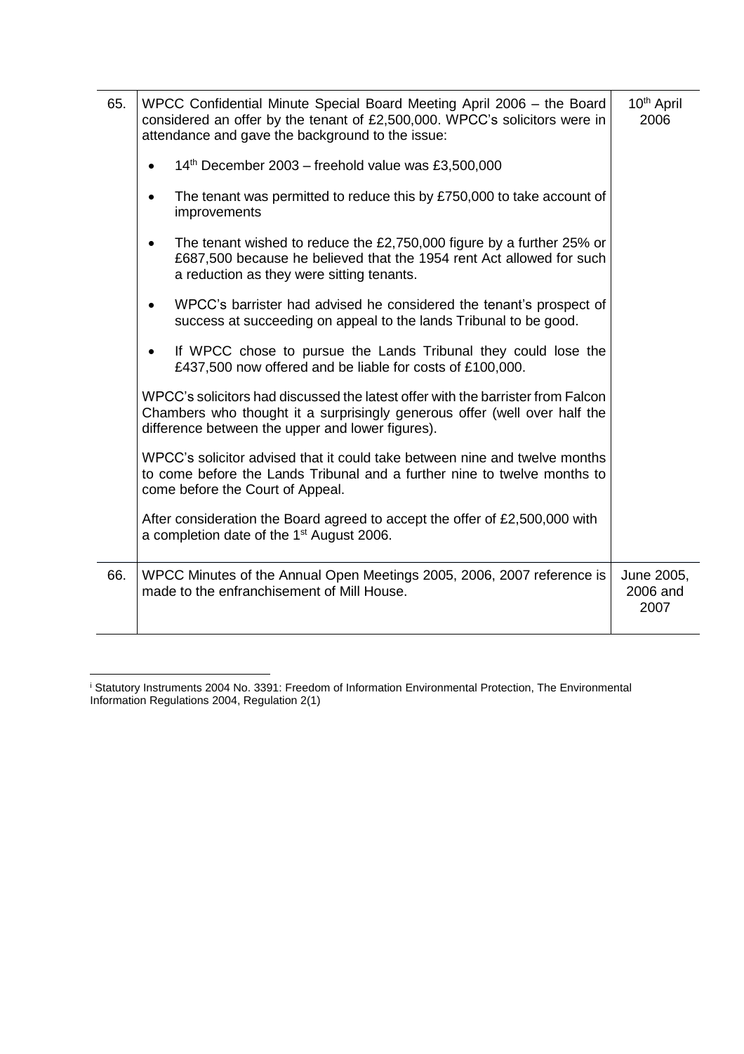| | | |
|---|---|---|
| 65. | WPCC Confidential Minute Special Board Meeting April 2006 – the Board considered an offer by the tenant of £2,500,000. WPCC's solicitors were in attendance and gave the background to the issue:<br><br>• 14th December 2003 – freehold value was £3,500,000<br>• The tenant was permitted to reduce this by £750,000 to take account of improvements<br>• The tenant wished to reduce the £2,750,000 figure by a further 25% or £687,500 because he believed that the 1954 rent Act allowed for such a reduction as they were sitting tenants.<br>• WPCC's barrister had advised he considered the tenant's prospect of success at succeeding on appeal to the lands Tribunal to be good.<br>• If WPCC chose to pursue the Lands Tribunal they could lose the £437,500 now offered and be liable for costs of £100,000.<br><br>WPCC's solicitors had discussed the latest offer with the barrister from Falcon Chambers who thought it a surprisingly generous offer (well over half the difference between the upper and lower figures).<br><br>WPCC's solicitor advised that it could take between nine and twelve months to come before the Lands Tribunal and a further nine to twelve months to come before the Court of Appeal.<br><br>After consideration the Board agreed to accept the offer of £2,500,000 with a completion date of the 1st August 2006. | 10th April 2006 |
| 66. | WPCC Minutes of the Annual Open Meetings 2005, 2006, 2007 reference is made to the enfranchisement of Mill House. | June 2005, 2006 and 2007 |

[i] Statutory Instruments 2004 No. 3391: Freedom of Information Environmental Protection, The Environmental Information Regulations 2004, Regulation 2(1)